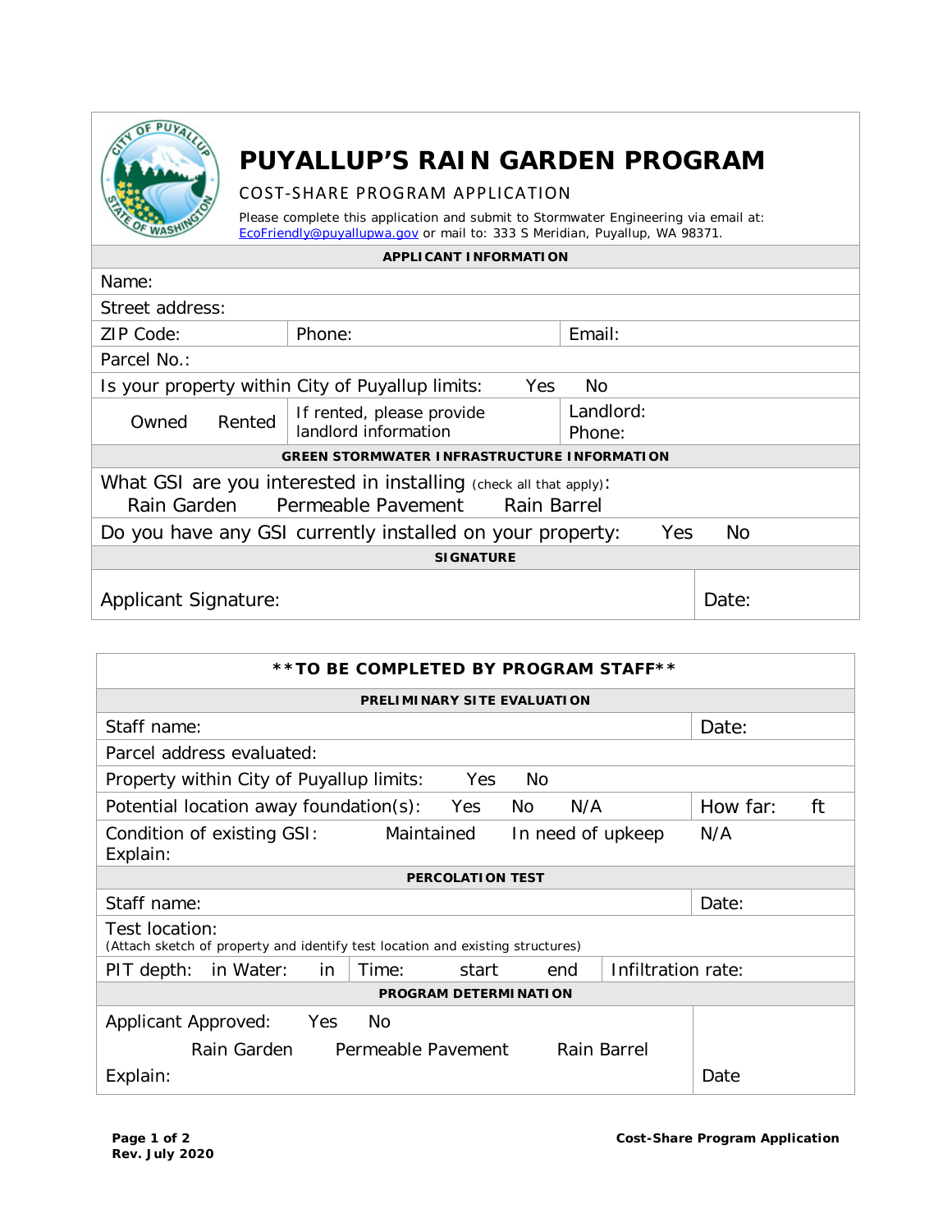# PUYALLUP'S RAIN GARDEN PROGRAM

COST-SHARE PROGRAM APPLICATION

Please complete this application and submit to Stormwater Engineering via email at: EcoFriendly@puyallupwa.gov or mail to: 333 S Meridian, Puyallup, WA 98371.

| APPLICANT INFORMATION | | |
|---|---|---|
| Name: | | |
| Street address: | | |
| ZIP Code: | Phone: | Email: |
| Parcel No.: | | |
| Is your property within City of Puyallup limits: Yes No | | |
| Owned Rented | If rented, please provide landlord information | Landlord: Phone: |

| GREEN STORMWATER INFRASTRUCTURE INFORMATION |
|---|
| What GSI are you interested in installing (check all that apply): Rain Garden Permeable Pavement Rain Barrel |
| Do you have any GSI currently installed on your property: Yes No |

| SIGNATURE | |
|---|---|
| Applicant Signature: | Date: |

**\*\*TO BE COMPLETED BY PROGRAM STAFF\*\***

| PRELIMINARY SITE EVALUATION | |
|---|---|
| Staff name: | Date: |
| Parcel address evaluated: | |
| Property within City of Puyallup limits: Yes No | |
| Potential location away foundation(s): Yes No N/A | How far: ft |
| Condition of existing GSI: Maintained In need of upkeep N/A<br>Explain: | |

| PERCOLATION TEST | | |
|---|---|---|
| Staff name: | | Date: |
| Test location:<br>(Attach sketch of property and identify test location and existing structures) | | |
| PIT depth: in Water: in | Time: start end | Infiltration rate: |

| PROGRAM DETERMINATION | |
|---|---|
| Applicant Approved: Yes No<br>Rain Garden Permeable Pavement Rain Barrel<br>Explain: | Date |

Rev. July 2020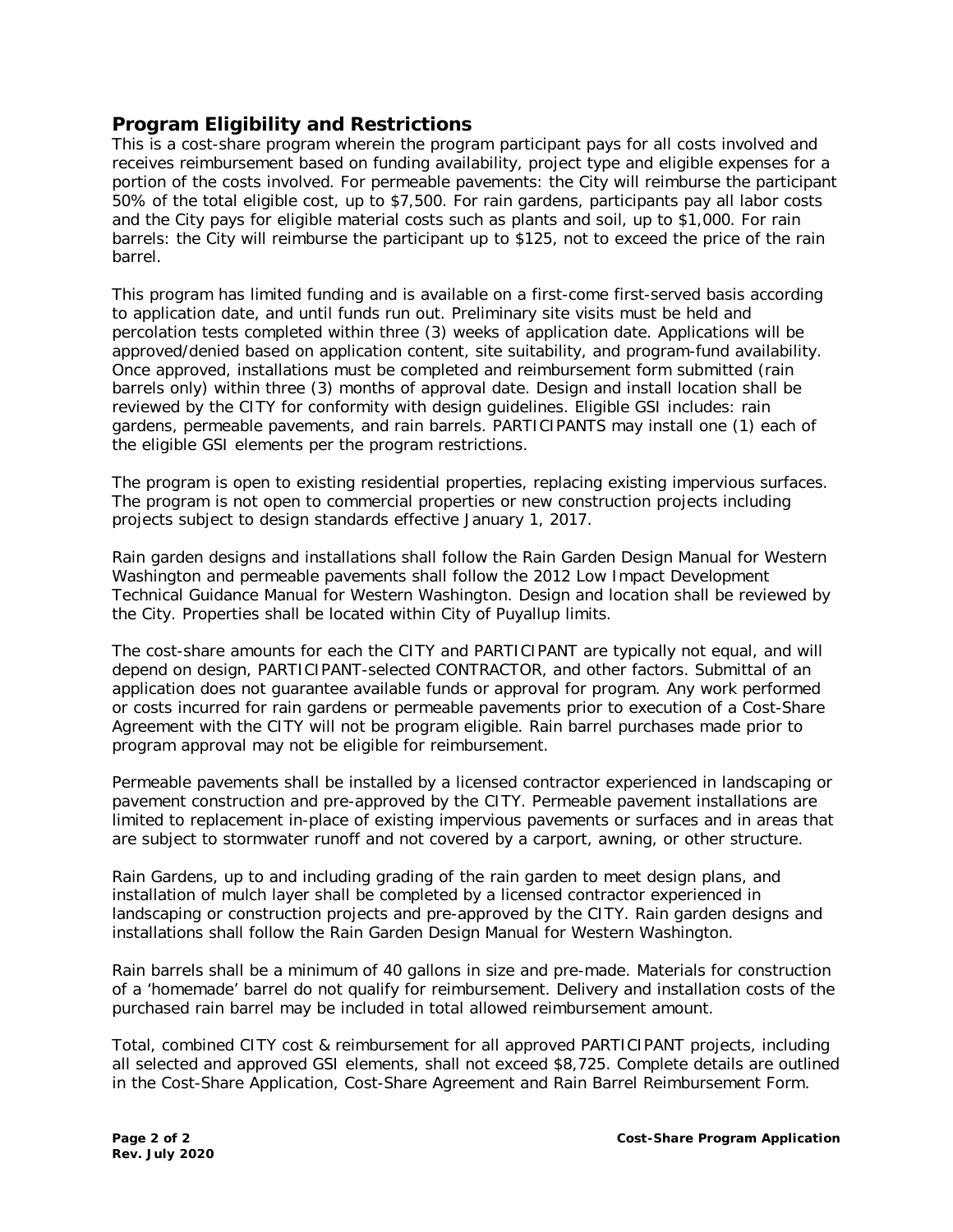## Program Eligibility and Restrictions

This is a cost-share program wherein the program participant pays for all costs involved and receives reimbursement based on funding availability, project type and eligible expenses for a portion of the costs involved. For permeable pavements: the City will reimburse the participant 50% of the total eligible cost, up to $7,500. For rain gardens, participants pay all labor costs and the City pays for eligible material costs such as plants and soil, up to $1,000. For rain barrels: the City will reimburse the participant up to $125, not to exceed the price of the rain barrel.

This program has limited funding and is available on a first-come first-served basis according to application date, and until funds run out. Preliminary site visits must be held and percolation tests completed within three (3) weeks of application date. Applications will be approved/denied based on application content, site suitability, and program-fund availability. Once approved, installations must be completed and reimbursement form submitted (rain barrels only) within three (3) months of approval date. Design and install location shall be reviewed by the CITY for conformity with design guidelines. Eligible GSI includes: rain gardens, permeable pavements, and rain barrels. PARTICIPANTS may install one (1) each of the eligible GSI elements per the program restrictions.

The program is open to existing residential properties, replacing existing impervious surfaces. The program is not open to commercial properties or new construction projects including projects subject to design standards effective January 1, 2017.

Rain garden designs and installations shall follow the Rain Garden Design Manual for Western Washington and permeable pavements shall follow the 2012 Low Impact Development Technical Guidance Manual for Western Washington. Design and location shall be reviewed by the City. Properties shall be located within City of Puyallup limits.

The cost-share amounts for each the CITY and PARTICIPANT are typically not equal, and will depend on design, PARTICIPANT-selected CONTRACTOR, and other factors. Submittal of an application does not guarantee available funds or approval for program. Any work performed or costs incurred for rain gardens or permeable pavements prior to execution of a Cost-Share Agreement with the CITY will not be program eligible. Rain barrel purchases made prior to program approval may not be eligible for reimbursement.

Permeable pavements shall be installed by a licensed contractor experienced in landscaping or pavement construction and pre-approved by the CITY. Permeable pavement installations are limited to replacement in-place of existing impervious pavements or surfaces and in areas that are subject to stormwater runoff and not covered by a carport, awning, or other structure.

Rain Gardens, up to and including grading of the rain garden to meet design plans, and installation of mulch layer shall be completed by a licensed contractor experienced in landscaping or construction projects and pre-approved by the CITY. Rain garden designs and installations shall follow the Rain Garden Design Manual for Western Washington.

Rain barrels shall be a minimum of 40 gallons in size and pre-made. Materials for construction of a 'homemade' barrel do not qualify for reimbursement. Delivery and installation costs of the purchased rain barrel may be included in total allowed reimbursement amount.

Total, combined CITY cost & reimbursement for all approved PARTICIPANT projects, including all selected and approved GSI elements, shall not exceed $8,725. Complete details are outlined in the Cost-Share Application, Cost-Share Agreement and Rain Barrel Reimbursement Form.

**Rev. July 2020**